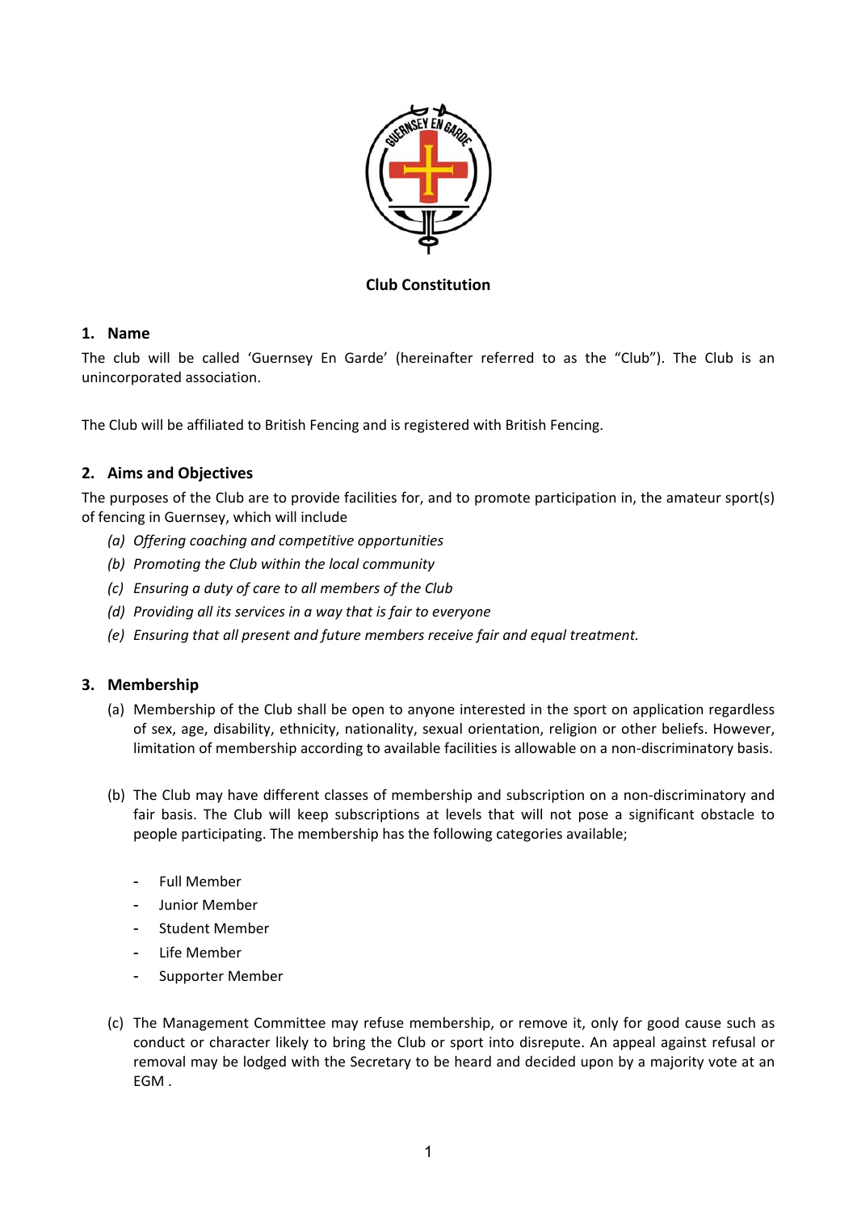**Club Constitution**

## 1. Name

The club will be called 'Guernsey En Garde' (hereinafter referred to as the "Club"). The Club is an unincorporated association.

The Club will be affiliated to British Fencing and is registered with British Fencing.

## 2. Aims and Objectives

The purposes of the Club are to provide facilities for, and to promote participation in, the amateur sport(s) of fencing in Guernsey, which will include

*(a) Offering coaching and competitive opportunities*

*(b) Promoting the Club within the local community*

*(c) Ensuring a duty of care to all members of the Club*

*(d) Providing all its services in a way that is fair to everyone*

*(e) Ensuring that all present and future members receive fair and equal treatment.*

## 3. Membership

(a) Membership of the Club shall be open to anyone interested in the sport on application regardless of sex, age, disability, ethnicity, nationality, sexual orientation, religion or other beliefs. However, limitation of membership according to available facilities is allowable on a non-discriminatory basis.

(b) The Club may have different classes of membership and subscription on a non-discriminatory and fair basis. The Club will keep subscriptions at levels that will not pose a significant obstacle to people participating. The membership has the following categories available;

- Full Member
- Junior Member
- Student Member
- Life Member
- Supporter Member

(c) The Management Committee may refuse membership, or remove it, only for good cause such as conduct or character likely to bring the Club or sport into disrepute. An appeal against refusal or removal may be lodged with the Secretary to be heard and decided upon by a majority vote at an EGM .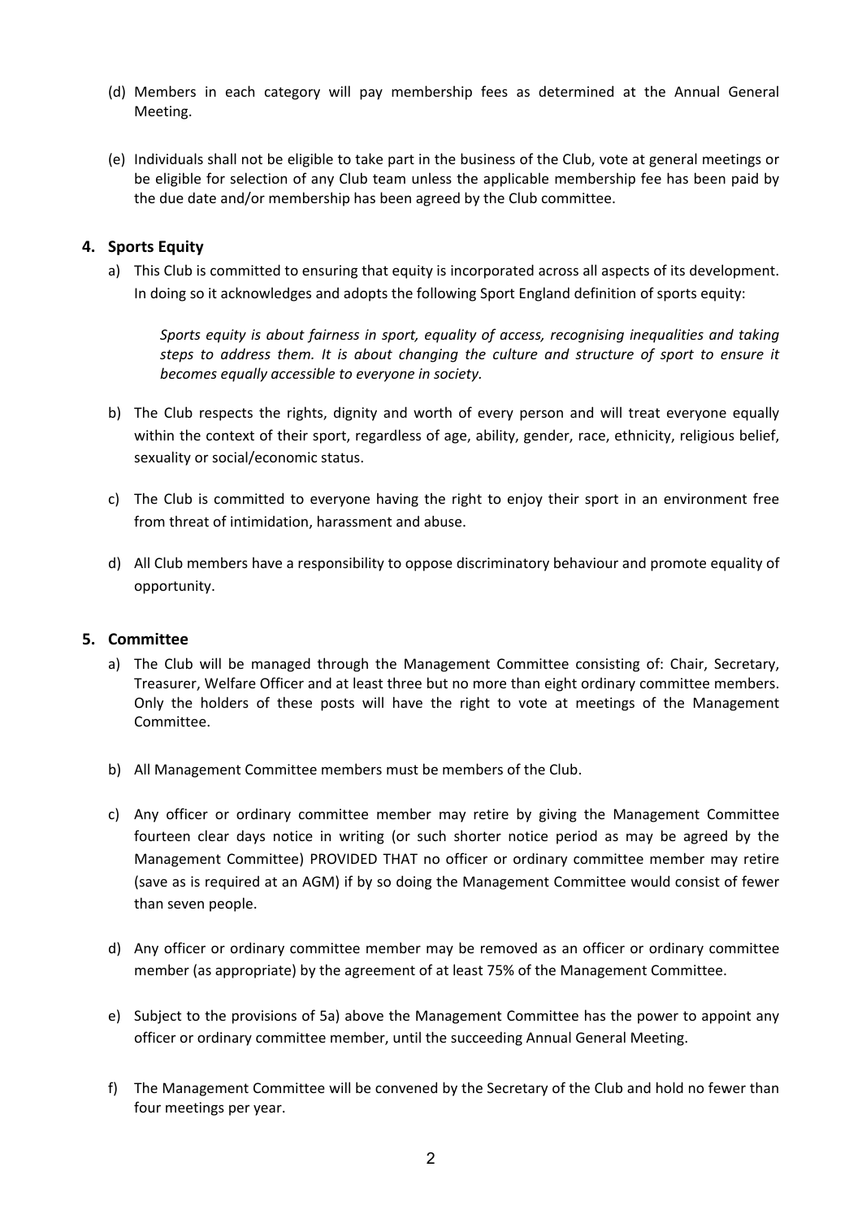(d) Members in each category will pay membership fees as determined at the Annual General Meeting.

(e) Individuals shall not be eligible to take part in the business of the Club, vote at general meetings or be eligible for selection of any Club team unless the applicable membership fee has been paid by the due date and/or membership has been agreed by the Club committee.

## 4. Sports Equity

a) This Club is committed to ensuring that equity is incorporated across all aspects of its development. In doing so it acknowledges and adopts the following Sport England definition of sports equity:

> *Sports equity is about fairness in sport, equality of access, recognising inequalities and taking steps to address them. It is about changing the culture and structure of sport to ensure it becomes equally accessible to everyone in society.*

b) The Club respects the rights, dignity and worth of every person and will treat everyone equally within the context of their sport, regardless of age, ability, gender, race, ethnicity, religious belief, sexuality or social/economic status.

c) The Club is committed to everyone having the right to enjoy their sport in an environment free from threat of intimidation, harassment and abuse.

d) All Club members have a responsibility to oppose discriminatory behaviour and promote equality of opportunity.

## 5. Committee

a) The Club will be managed through the Management Committee consisting of: Chair, Secretary, Treasurer, Welfare Officer and at least three but no more than eight ordinary committee members. Only the holders of these posts will have the right to vote at meetings of the Management Committee.

b) All Management Committee members must be members of the Club.

c) Any officer or ordinary committee member may retire by giving the Management Committee fourteen clear days notice in writing (or such shorter notice period as may be agreed by the Management Committee) PROVIDED THAT no officer or ordinary committee member may retire (save as is required at an AGM) if by so doing the Management Committee would consist of fewer than seven people.

d) Any officer or ordinary committee member may be removed as an officer or ordinary committee member (as appropriate) by the agreement of at least 75% of the Management Committee.

e) Subject to the provisions of 5a) above the Management Committee has the power to appoint any officer or ordinary committee member, until the succeeding Annual General Meeting.

f) The Management Committee will be convened by the Secretary of the Club and hold no fewer than four meetings per year.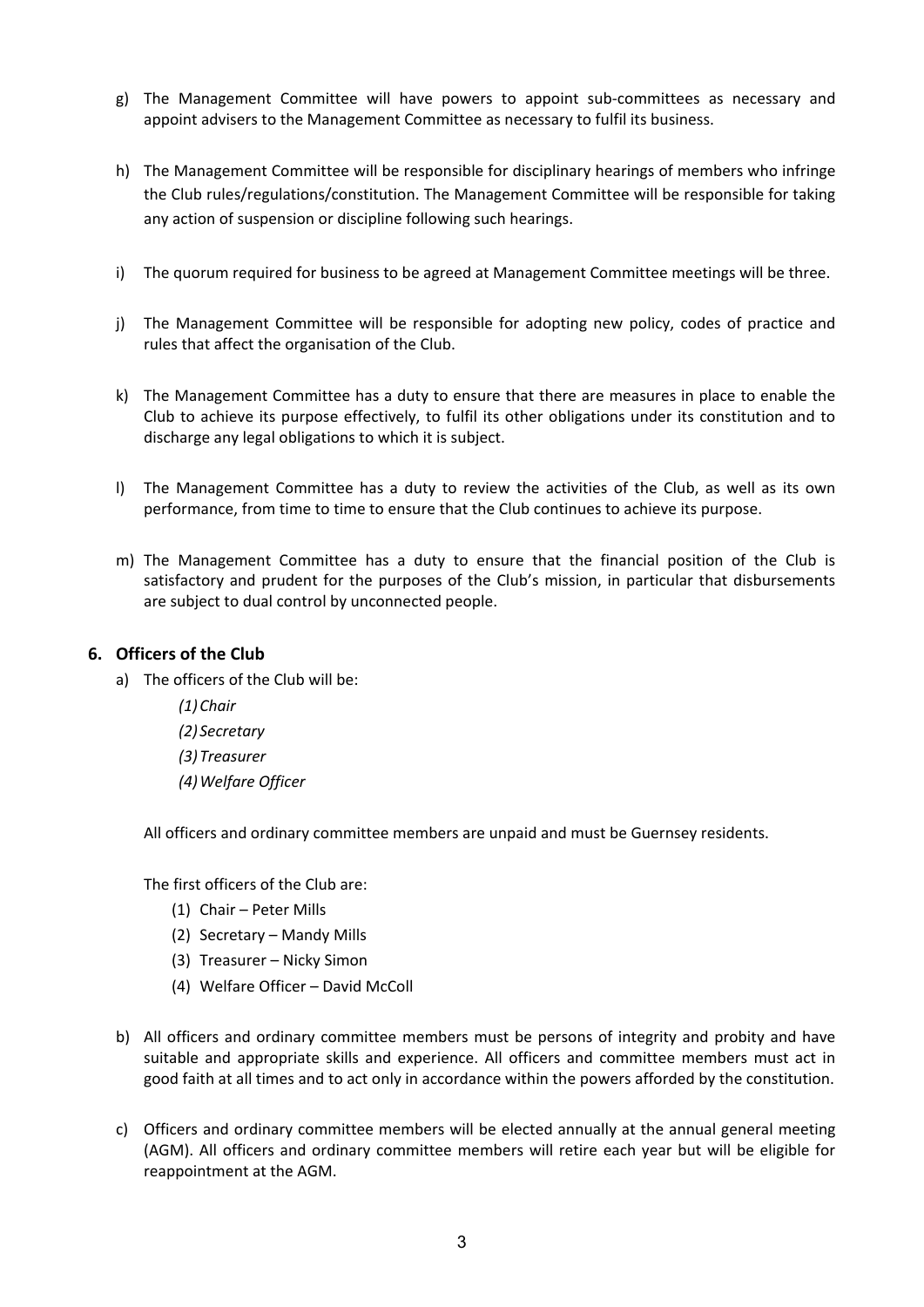g) The Management Committee will have powers to appoint sub-committees as necessary and appoint advisers to the Management Committee as necessary to fulfil its business.

h) The Management Committee will be responsible for disciplinary hearings of members who infringe the Club rules/regulations/constitution. The Management Committee will be responsible for taking any action of suspension or discipline following such hearings.

i) The quorum required for business to be agreed at Management Committee meetings will be three.

j) The Management Committee will be responsible for adopting new policy, codes of practice and rules that affect the organisation of the Club.

k) The Management Committee has a duty to ensure that there are measures in place to enable the Club to achieve its purpose effectively, to fulfil its other obligations under its constitution and to discharge any legal obligations to which it is subject.

l) The Management Committee has a duty to review the activities of the Club, as well as its own performance, from time to time to ensure that the Club continues to achieve its purpose.

m) The Management Committee has a duty to ensure that the financial position of the Club is satisfactory and prudent for the purposes of the Club's mission, in particular that disbursements are subject to dual control by unconnected people.

## 6. Officers of the Club

a) The officers of the Club will be:

   *(1) Chair*
   *(2) Secretary*
   *(3) Treasurer*
   *(4) Welfare Officer*

   All officers and ordinary committee members are unpaid and must be Guernsey residents.

   The first officers of the Club are:

   (1) Chair – Peter Mills
   (2) Secretary – Mandy Mills
   (3) Treasurer – Nicky Simon
   (4) Welfare Officer – David McColl

b) All officers and ordinary committee members must be persons of integrity and probity and have suitable and appropriate skills and experience. All officers and committee members must act in good faith at all times and to act only in accordance within the powers afforded by the constitution.

c) Officers and ordinary committee members will be elected annually at the annual general meeting (AGM). All officers and ordinary committee members will retire each year but will be eligible for reappointment at the AGM.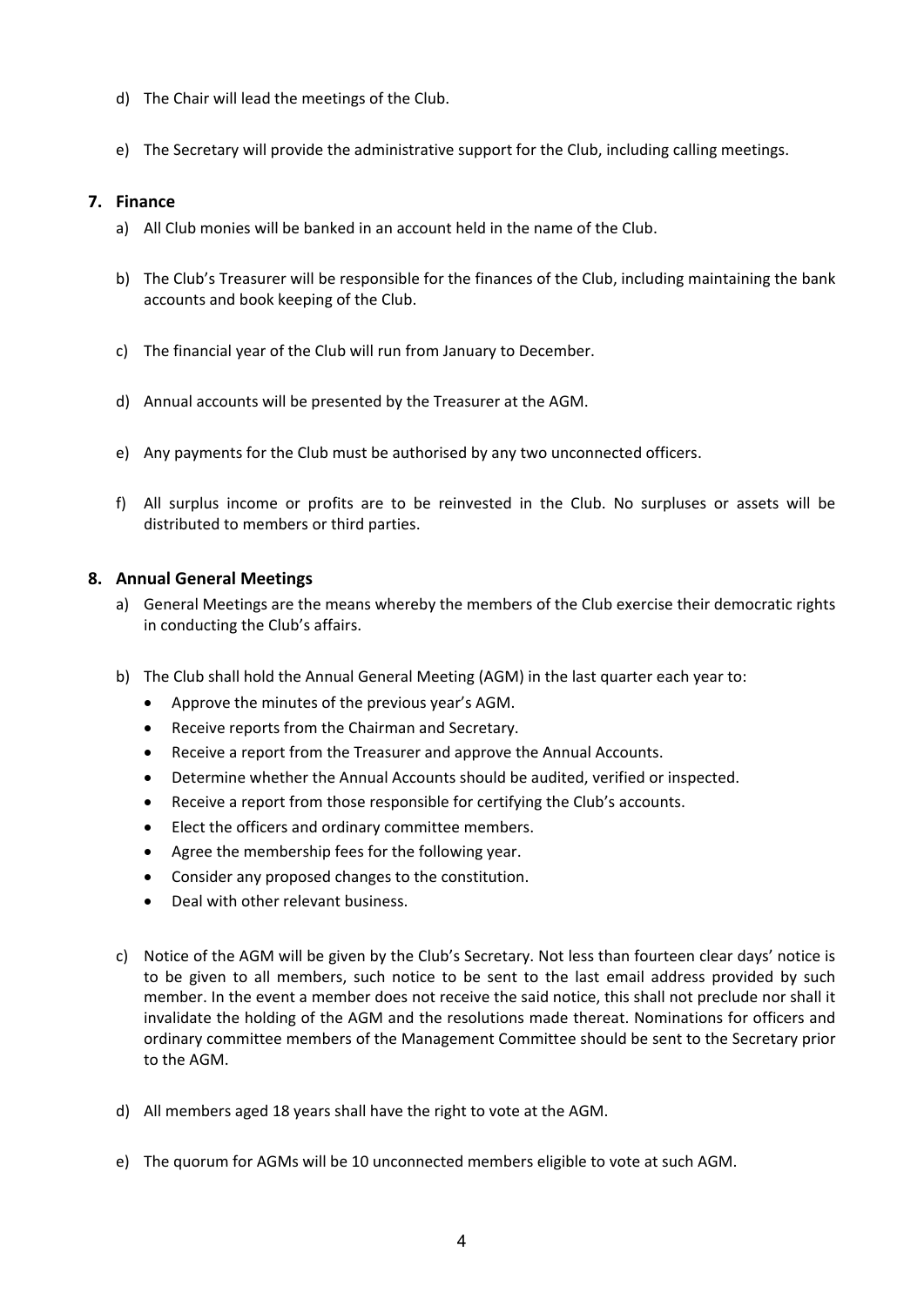d) The Chair will lead the meetings of the Club.

e) The Secretary will provide the administrative support for the Club, including calling meetings.

## 7. Finance

a) All Club monies will be banked in an account held in the name of the Club.

b) The Club's Treasurer will be responsible for the finances of the Club, including maintaining the bank accounts and book keeping of the Club.

c) The financial year of the Club will run from January to December.

d) Annual accounts will be presented by the Treasurer at the AGM.

e) Any payments for the Club must be authorised by any two unconnected officers.

f) All surplus income or profits are to be reinvested in the Club. No surpluses or assets will be distributed to members or third parties.

## 8. Annual General Meetings

a) General Meetings are the means whereby the members of the Club exercise their democratic rights in conducting the Club's affairs.

b) The Club shall hold the Annual General Meeting (AGM) in the last quarter each year to:

- Approve the minutes of the previous year's AGM.
- Receive reports from the Chairman and Secretary.
- Receive a report from the Treasurer and approve the Annual Accounts.
- Determine whether the Annual Accounts should be audited, verified or inspected.
- Receive a report from those responsible for certifying the Club's accounts.
- Elect the officers and ordinary committee members.
- Agree the membership fees for the following year.
- Consider any proposed changes to the constitution.
- Deal with other relevant business.

c) Notice of the AGM will be given by the Club's Secretary. Not less than fourteen clear days' notice is to be given to all members, such notice to be sent to the last email address provided by such member. In the event a member does not receive the said notice, this shall not preclude nor shall it invalidate the holding of the AGM and the resolutions made thereat. Nominations for officers and ordinary committee members of the Management Committee should be sent to the Secretary prior to the AGM.

d) All members aged 18 years shall have the right to vote at the AGM.

e) The quorum for AGMs will be 10 unconnected members eligible to vote at such AGM.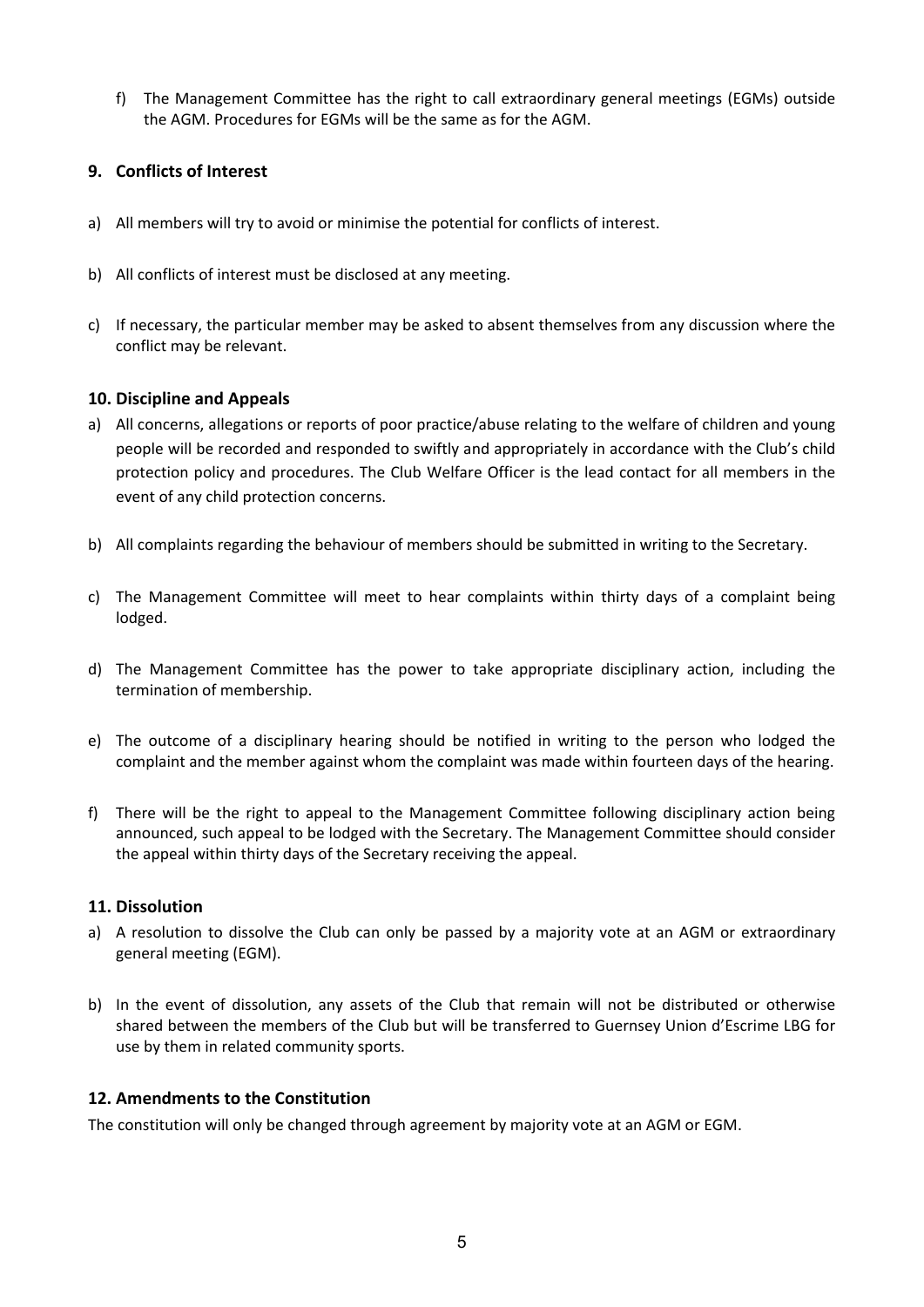f) The Management Committee has the right to call extraordinary general meetings (EGMs) outside the AGM. Procedures for EGMs will be the same as for the AGM.

## 9. Conflicts of Interest

a) All members will try to avoid or minimise the potential for conflicts of interest.

b) All conflicts of interest must be disclosed at any meeting.

c) If necessary, the particular member may be asked to absent themselves from any discussion where the conflict may be relevant.

## 10. Discipline and Appeals

a) All concerns, allegations or reports of poor practice/abuse relating to the welfare of children and young people will be recorded and responded to swiftly and appropriately in accordance with the Club's child protection policy and procedures. The Club Welfare Officer is the lead contact for all members in the event of any child protection concerns.

b) All complaints regarding the behaviour of members should be submitted in writing to the Secretary.

c) The Management Committee will meet to hear complaints within thirty days of a complaint being lodged.

d) The Management Committee has the power to take appropriate disciplinary action, including the termination of membership.

e) The outcome of a disciplinary hearing should be notified in writing to the person who lodged the complaint and the member against whom the complaint was made within fourteen days of the hearing.

f) There will be the right to appeal to the Management Committee following disciplinary action being announced, such appeal to be lodged with the Secretary. The Management Committee should consider the appeal within thirty days of the Secretary receiving the appeal.

## 11. Dissolution

a) A resolution to dissolve the Club can only be passed by a majority vote at an AGM or extraordinary general meeting (EGM).

b) In the event of dissolution, any assets of the Club that remain will not be distributed or otherwise shared between the members of the Club but will be transferred to Guernsey Union d'Escrime LBG for use by them in related community sports.

## 12. Amendments to the Constitution

The constitution will only be changed through agreement by majority vote at an AGM or EGM.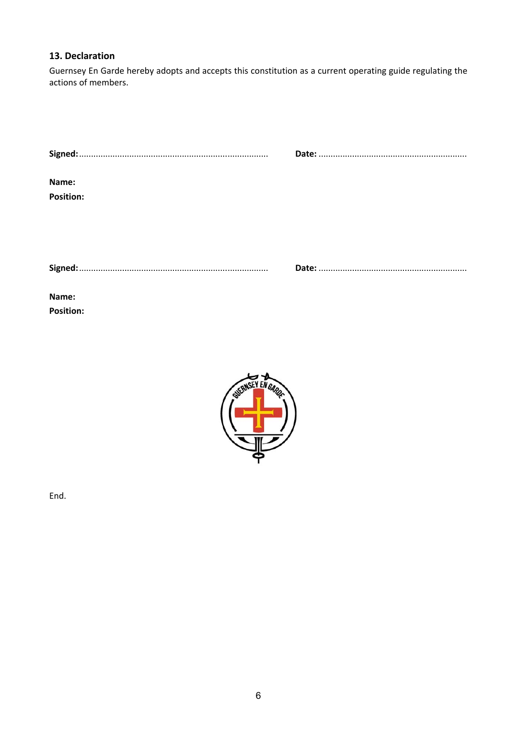## 13. Declaration

Guernsey En Garde hereby adopts and accepts this constitution as a current operating guide regulating the actions of members.

**Signed:**............................................................................ **Date:** ............................................................

**Name:**

**Position:**

**Signed:**............................................................................ **Date:** ............................................................

**Name:**

**Position:**

End.